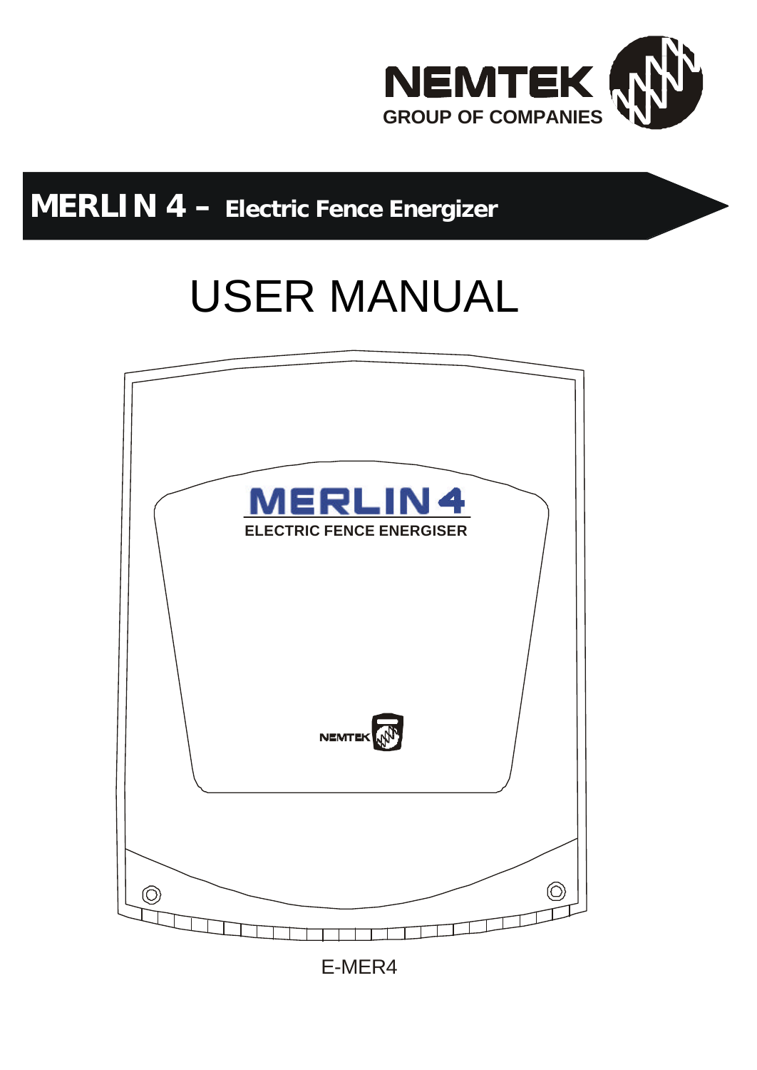NEMTEK
GROUP OF COMPANIES

# MERLIN 4 – Electric Fence Energizer

# USER MANUAL

MERLIN 4
ELECTRIC FENCE ENERGISER

NEMTEK

E-MER4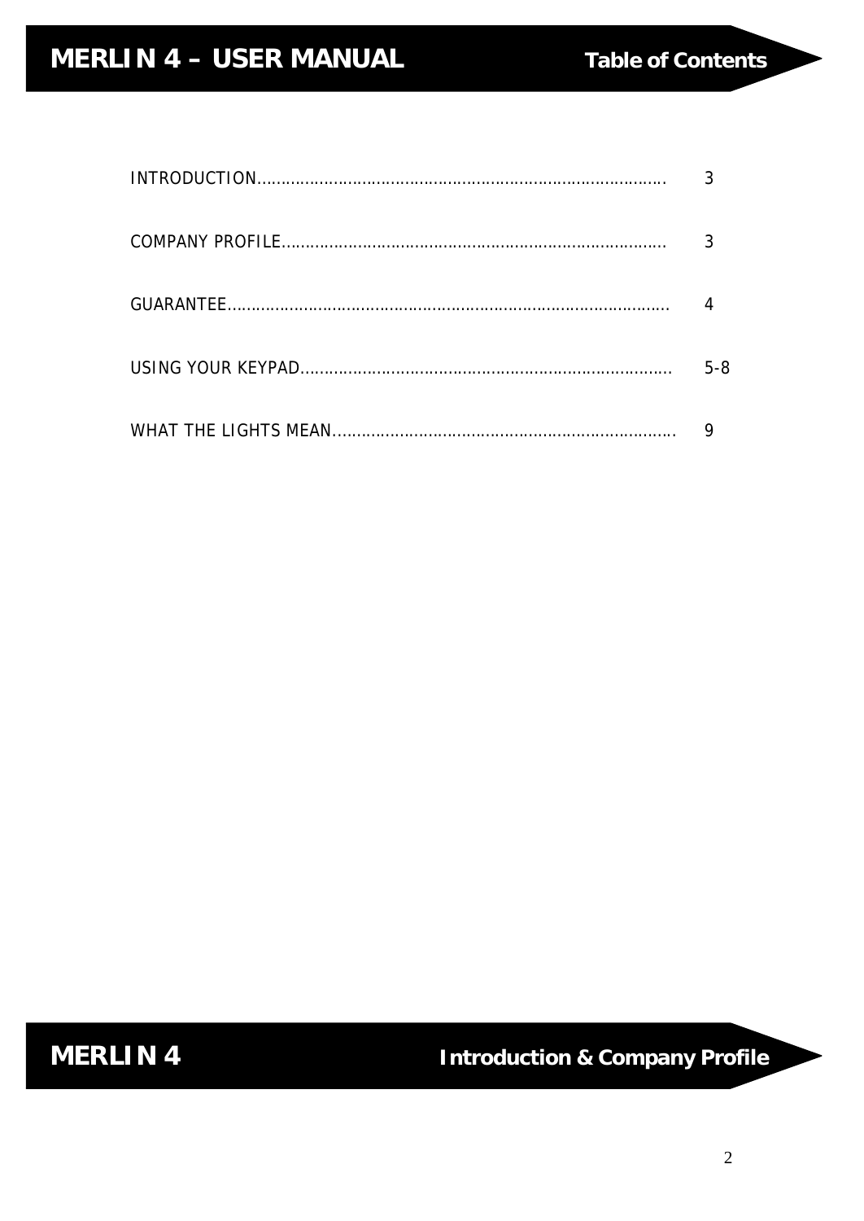# MERLIN 4 – USER MANUAL

## Table of Contents

| | |
|---|---|
| INTRODUCTION | 3 |
| COMPANY PROFILE | 3 |
| GUARANTEE | 4 |
| USING YOUR KEYPAD | 5-8 |
| WHAT THE LIGHTS MEAN | 9 |

# MERLIN 4

## Introduction & Company Profile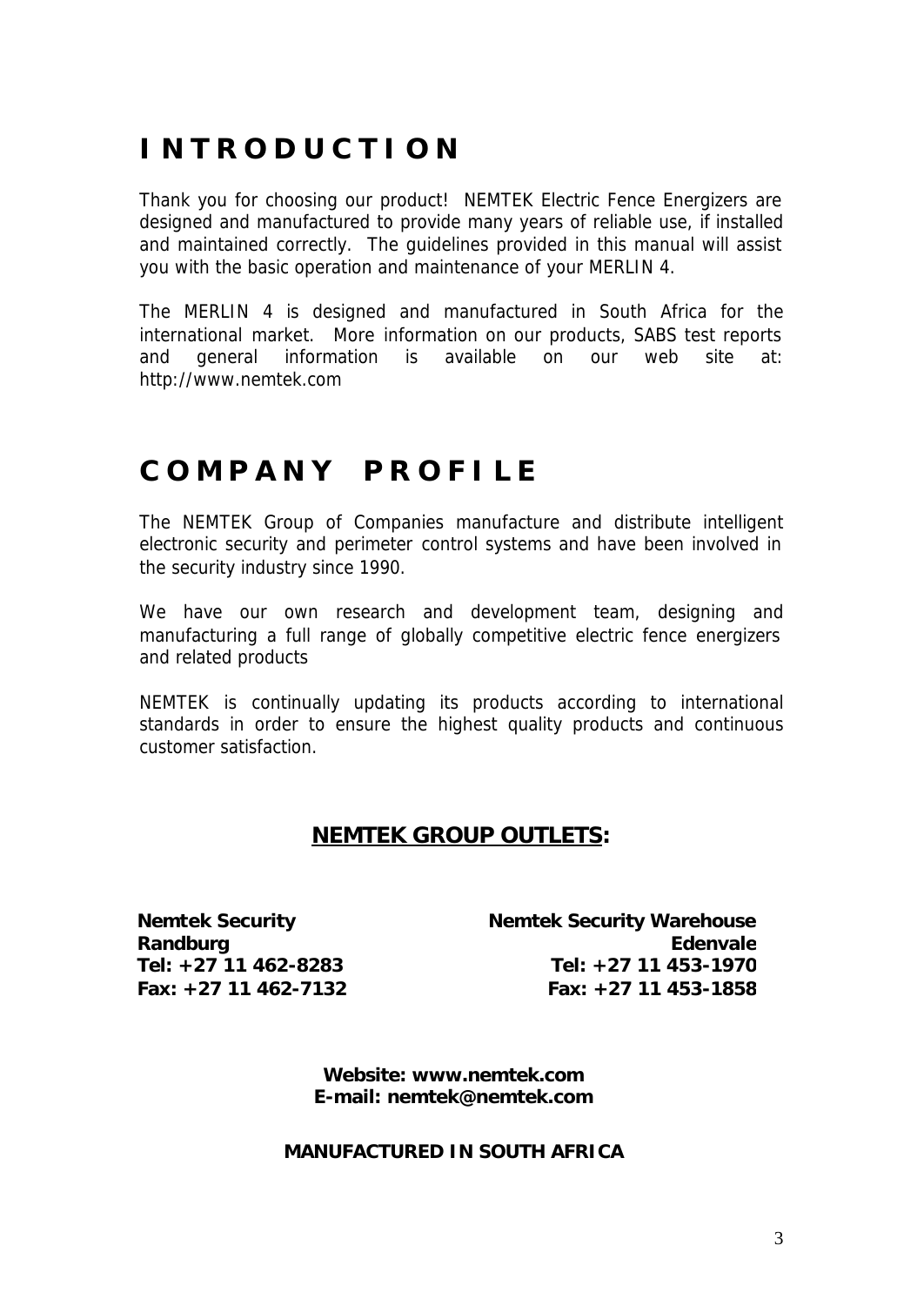# INTRODUCTION

Thank you for choosing our product! NEMTEK Electric Fence Energizers are designed and manufactured to provide many years of reliable use, if installed and maintained correctly. The guidelines provided in this manual will assist you with the basic operation and maintenance of your MERLIN 4.

The MERLIN 4 is designed and manufactured in South Africa for the international market. More information on our products, SABS test reports and general information is available on our web site at: http://www.nemtek.com

# COMPANY PROFILE

The NEMTEK Group of Companies manufacture and distribute intelligent electronic security and perimeter control systems and have been involved in the security industry since 1990.

We have our own research and development team, designing and manufacturing a full range of globally competitive electric fence energizers and related products

NEMTEK is continually updating its products according to international standards in order to ensure the highest quality products and continuous customer satisfaction.

## NEMTEK GROUP OUTLETS:

**Nemtek Security**
**Randburg**
**Tel: +27 11 462-8283**
**Fax: +27 11 462-7132**

**Nemtek Security Warehouse**
**Edenvale**
**Tel: +27 11 453-1970**
**Fax: +27 11 453-1858**

**Website: www.nemtek.com**
**E-mail: nemtek@nemtek.com**

**MANUFACTURED IN SOUTH AFRICA**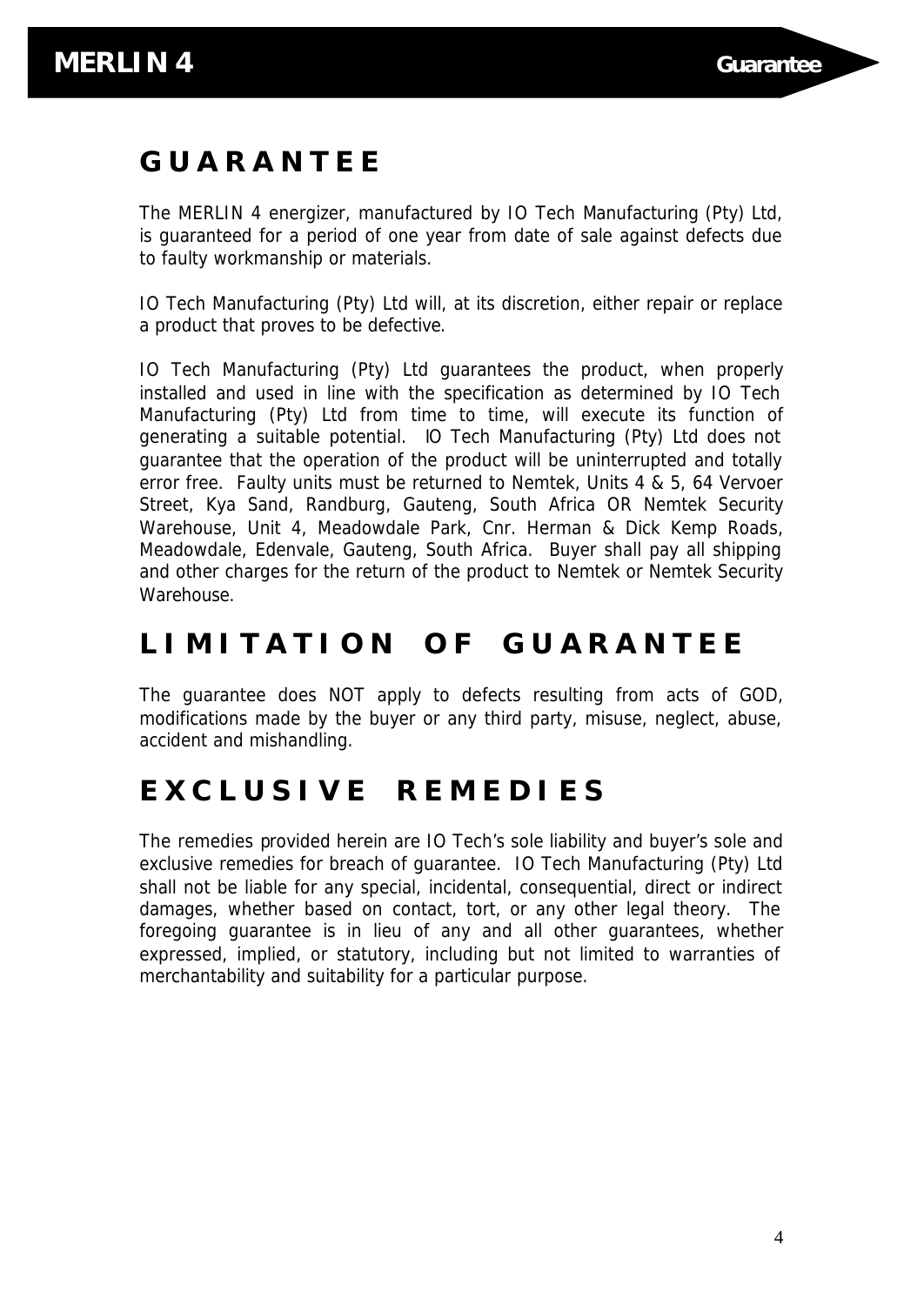# GUARANTEE

The MERLIN 4 energizer, manufactured by IO Tech Manufacturing (Pty) Ltd, is guaranteed for a period of one year from date of sale against defects due to faulty workmanship or materials.

IO Tech Manufacturing (Pty) Ltd will, at its discretion, either repair or replace a product that proves to be defective.

IO Tech Manufacturing (Pty) Ltd guarantees the product, when properly installed and used in line with the specification as determined by IO Tech Manufacturing (Pty) Ltd from time to time, will execute its function of generating a suitable potential. IO Tech Manufacturing (Pty) Ltd does not guarantee that the operation of the product will be uninterrupted and totally error free. Faulty units must be returned to Nemtek, Units 4 & 5, 64 Vervoer Street, Kya Sand, Randburg, Gauteng, South Africa OR Nemtek Security Warehouse, Unit 4, Meadowdale Park, Cnr. Herman & Dick Kemp Roads, Meadowdale, Edenvale, Gauteng, South Africa. Buyer shall pay all shipping and other charges for the return of the product to Nemtek or Nemtek Security Warehouse.

# LIMITATION OF GUARANTEE

The guarantee does NOT apply to defects resulting from acts of GOD, modifications made by the buyer or any third party, misuse, neglect, abuse, accident and mishandling.

# EXCLUSIVE REMEDIES

The remedies provided herein are IO Tech's sole liability and buyer's sole and exclusive remedies for breach of guarantee. IO Tech Manufacturing (Pty) Ltd shall not be liable for any special, incidental, consequential, direct or indirect damages, whether based on contact, tort, or any other legal theory. The foregoing guarantee is in lieu of any and all other guarantees, whether expressed, implied, or statutory, including but not limited to warranties of merchantability and suitability for a particular purpose.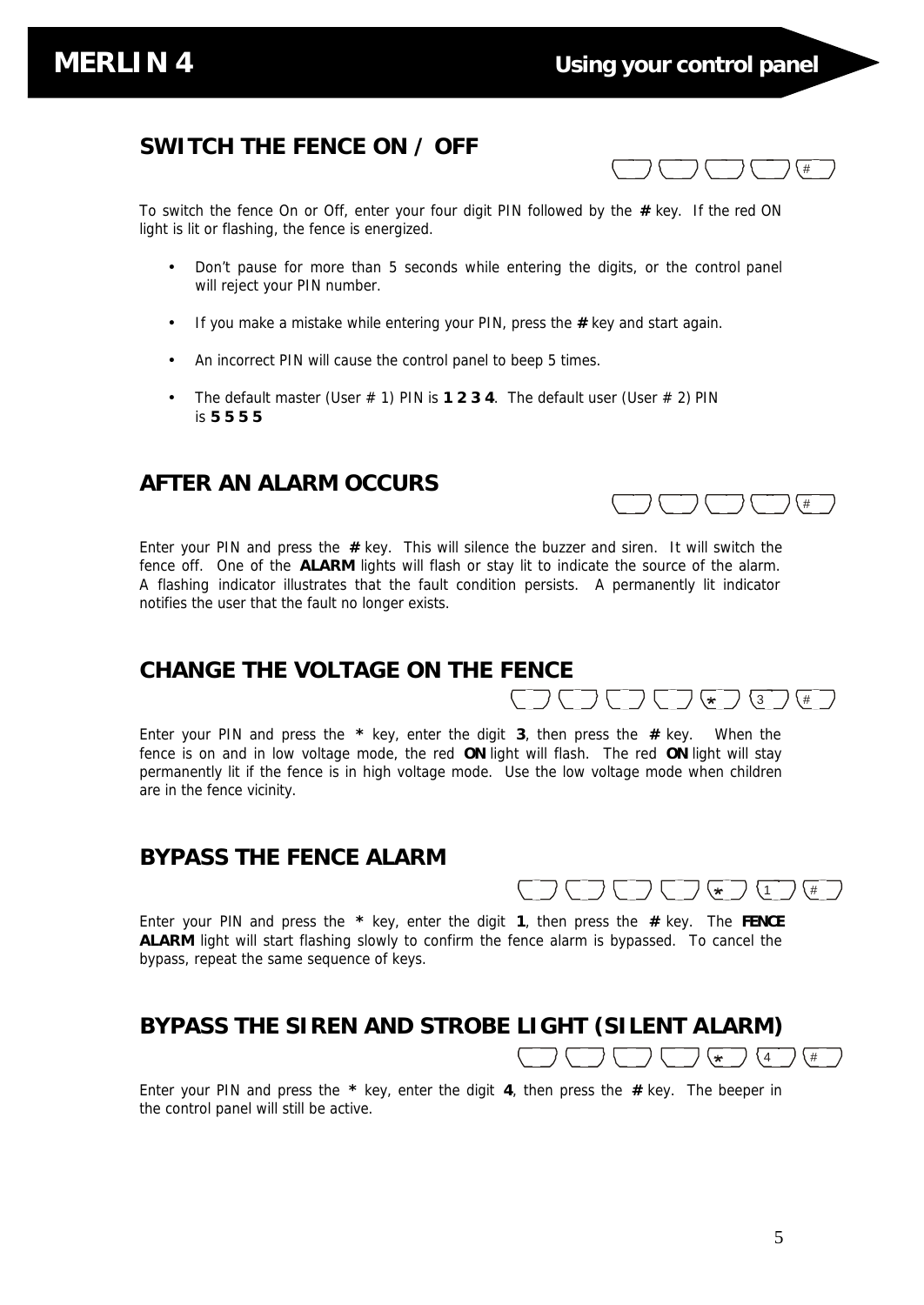## SWITCH THE FENCE ON / OFF

To switch the fence On or Off, enter your four digit PIN followed by the **#** key. If the red ON light is lit or flashing, the fence is energized.

- Don't pause for more than 5 seconds while entering the digits, or the control panel will reject your PIN number.
- If you make a mistake while entering your PIN, press the **#** key and start again.
- An incorrect PIN will cause the control panel to beep 5 times.
- The default master (User # 1) PIN is **1 2 3 4**. The default user (User # 2) PIN is **5 5 5 5**

## AFTER AN ALARM OCCURS

Enter your PIN and press the **#** key. This will silence the buzzer and siren. It will switch the fence off. One of the **ALARM** lights will flash or stay lit to indicate the source of the alarm. A flashing indicator illustrates that the fault condition persists. A permanently lit indicator notifies the user that the fault no longer exists.

## CHANGE THE VOLTAGE ON THE FENCE

Enter your PIN and press the **\*** key, enter the digit **3**, then press the **#** key. When the fence is on and in low voltage mode, the red **ON** light will flash. The red **ON** light will stay permanently lit if the fence is in high voltage mode. Use the low voltage mode when children are in the fence vicinity.

## BYPASS THE FENCE ALARM

Enter your PIN and press the **\*** key, enter the digit **1**, then press the **#** key. The **FENCE ALARM** light will start flashing slowly to confirm the fence alarm is bypassed. To cancel the bypass, repeat the same sequence of keys.

## BYPASS THE SIREN AND STROBE LIGHT (SILENT ALARM)

Enter your PIN and press the **\*** key, enter the digit **4**, then press the **#** key. The beeper in the control panel will still be active.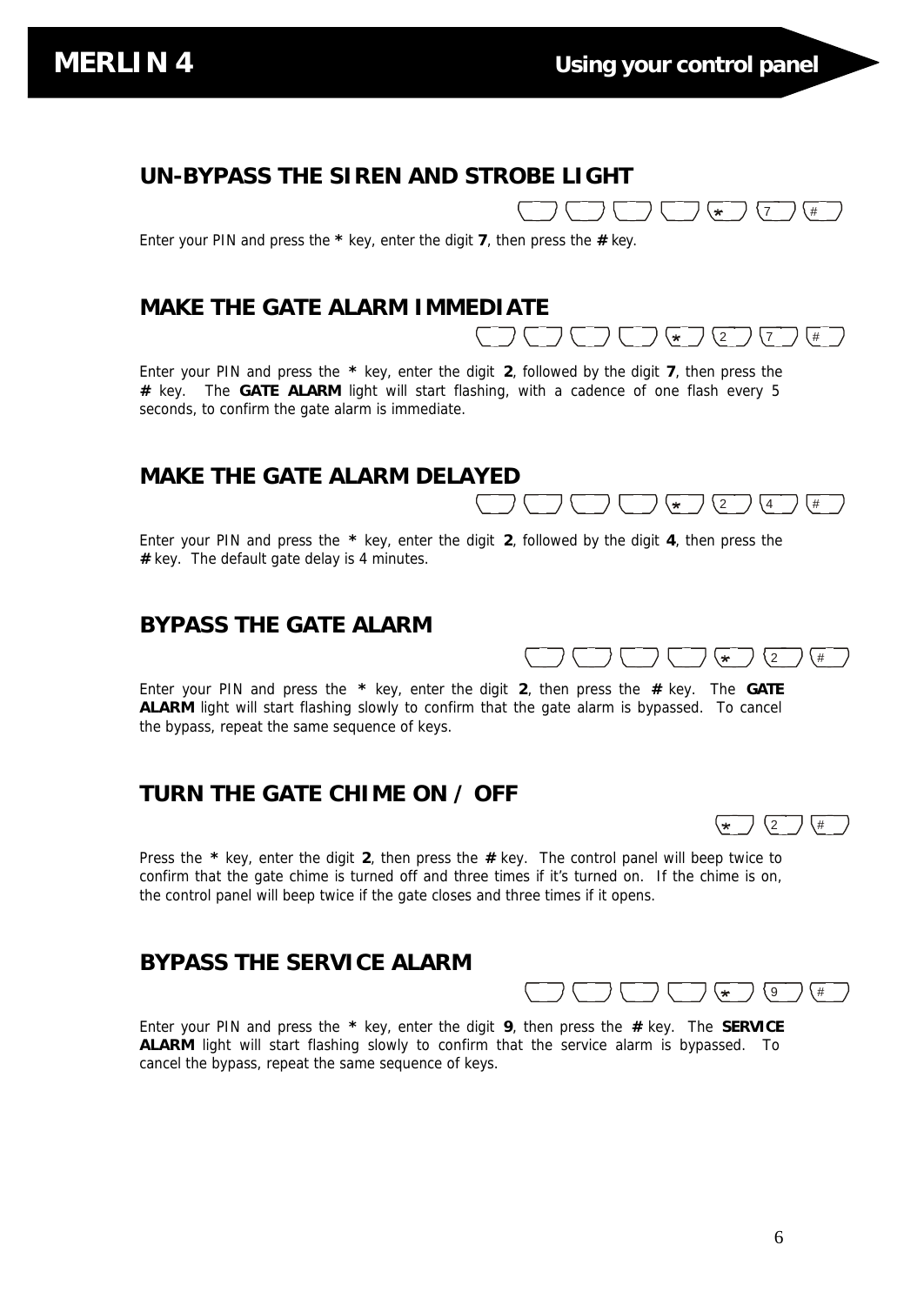## UN-BYPASS THE SIREN AND STROBE LIGHT

Enter your PIN and press the **\*** key, enter the digit **7**, then press the **#** key.

## MAKE THE GATE ALARM IMMEDIATE

Enter your PIN and press the **\*** key, enter the digit **2**, followed by the digit **7**, then press the **#** key. The **GATE ALARM** light will start flashing, with a cadence of one flash every 5 seconds, to confirm the gate alarm is immediate.

## MAKE THE GATE ALARM DELAYED

Enter your PIN and press the **\*** key, enter the digit **2**, followed by the digit **4**, then press the **#** key. The default gate delay is 4 minutes.

## BYPASS THE GATE ALARM

Enter your PIN and press the **\*** key, enter the digit **2**, then press the **#** key. The **GATE ALARM** light will start flashing slowly to confirm that the gate alarm is bypassed. To cancel the bypass, repeat the same sequence of keys.

## TURN THE GATE CHIME ON / OFF

Press the **\*** key, enter the digit **2**, then press the **#** key. The control panel will beep twice to confirm that the gate chime is turned off and three times if it's turned on. If the chime is on, the control panel will beep twice if the gate closes and three times if it opens.

## BYPASS THE SERVICE ALARM

Enter your PIN and press the **\*** key, enter the digit **9**, then press the **#** key. The **SERVICE ALARM** light will start flashing slowly to confirm that the service alarm is bypassed. To cancel the bypass, repeat the same sequence of keys.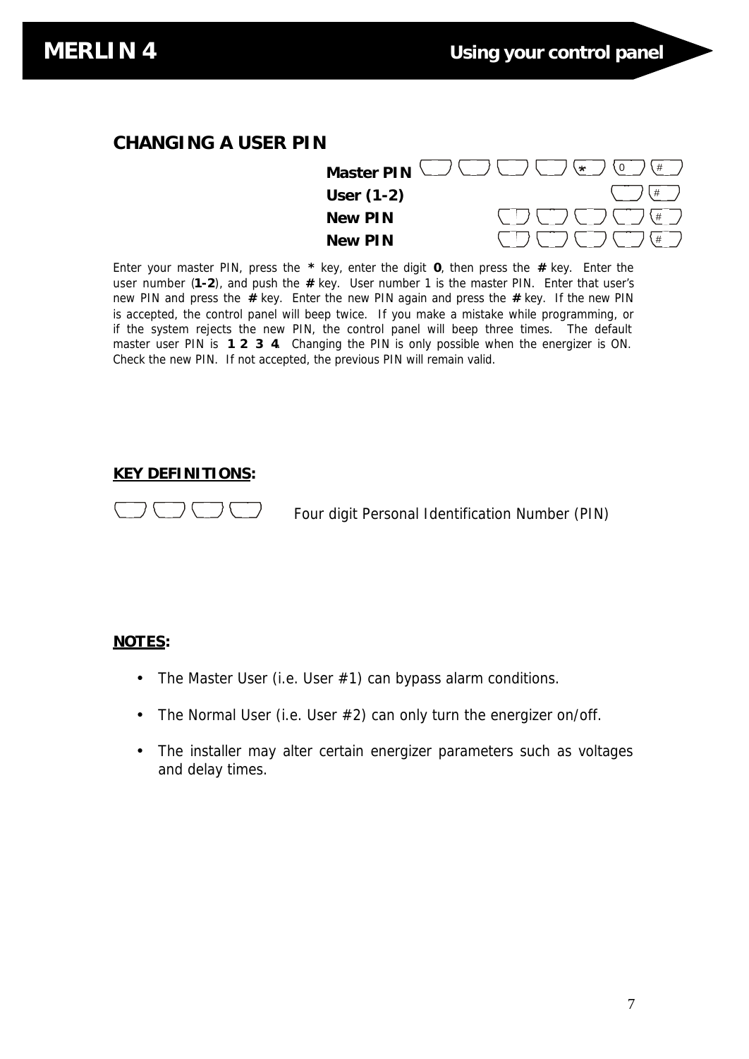## CHANGING A USER PIN

**Master PIN** [ ] [ ] [ ] [ ] [*] [0] [#]
**User (1-2)** [ ] [#]
**New PIN** [ ] [ ] [ ] [ ] [#]
**New PIN** [ ] [ ] [ ] [ ] [#]

Enter your master PIN, press the **\*** key, enter the digit **0**, then press the **#** key. Enter the user number (**1-2**), and push the **#** key. User number 1 is the master PIN. Enter that user's new PIN and press the **#** key. Enter the new PIN again and press the **#** key. If the new PIN is accepted, the control panel will beep twice. If you make a mistake while programming, or if the system rejects the new PIN, the control panel will beep three times. The default master user PIN is **1 2 3 4**. Changing the PIN is only possible when the energizer is ON. Check the new PIN. If not accepted, the previous PIN will remain valid.

**KEY DEFINITIONS:**

[ ] [ ] [ ] [ ] Four digit Personal Identification Number (PIN)

**NOTES:**

- The Master User (i.e. User #1) can bypass alarm conditions.
- The Normal User (i.e. User #2) can only turn the energizer on/off.
- The installer may alter certain energizer parameters such as voltages and delay times.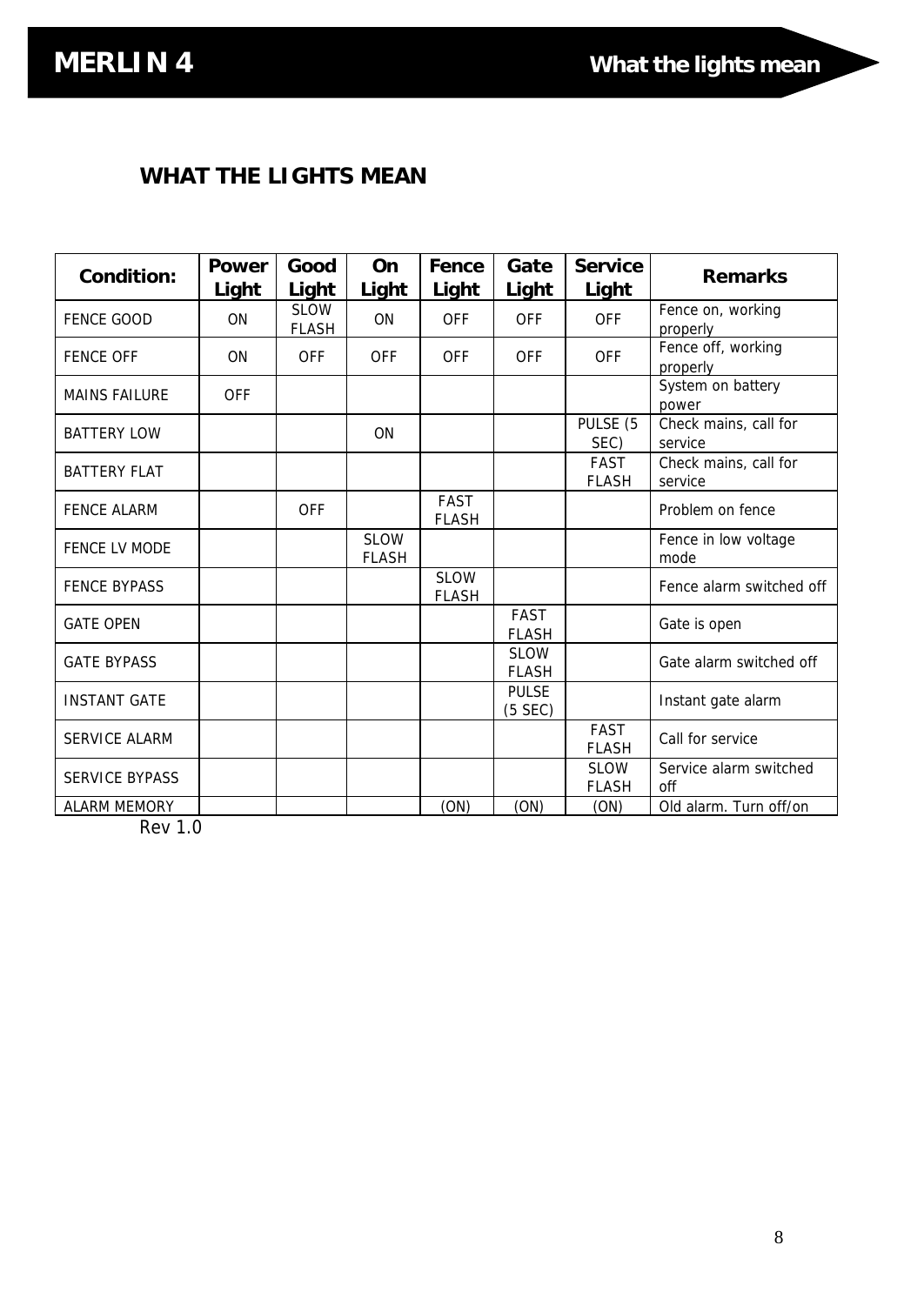# WHAT THE LIGHTS MEAN

| Condition: | Power Light | Good Light | On Light | Fence Light | Gate Light | Service Light | Remarks |
|---|---|---|---|---|---|---|---|
| FENCE GOOD | ON | SLOW FLASH | ON | OFF | OFF | OFF | Fence on, working properly |
| FENCE OFF | ON | OFF | OFF | OFF | OFF | OFF | Fence off, working properly |
| MAINS FAILURE | OFF | | | | | | System on battery power |
| BATTERY LOW | | | ON | | | PULSE (5 SEC) | Check mains, call for service |
| BATTERY FLAT | | | | | | FAST FLASH | Check mains, call for service |
| FENCE ALARM | | OFF | | FAST FLASH | | | Problem on fence |
| FENCE LV MODE | | | SLOW FLASH | | | | Fence in low voltage mode |
| FENCE BYPASS | | | | SLOW FLASH | | | Fence alarm switched off |
| GATE OPEN | | | | | FAST FLASH | | Gate is open |
| GATE BYPASS | | | | | SLOW FLASH | | Gate alarm switched off |
| INSTANT GATE | | | | | PULSE (5 SEC) | | Instant gate alarm |
| SERVICE ALARM | | | | | | FAST FLASH | Call for service |
| SERVICE BYPASS | | | | | | SLOW FLASH | Service alarm switched off |
| ALARM MEMORY | | | | (ON) | (ON) | (ON) | Old alarm. Turn off/on |

Rev 1.0